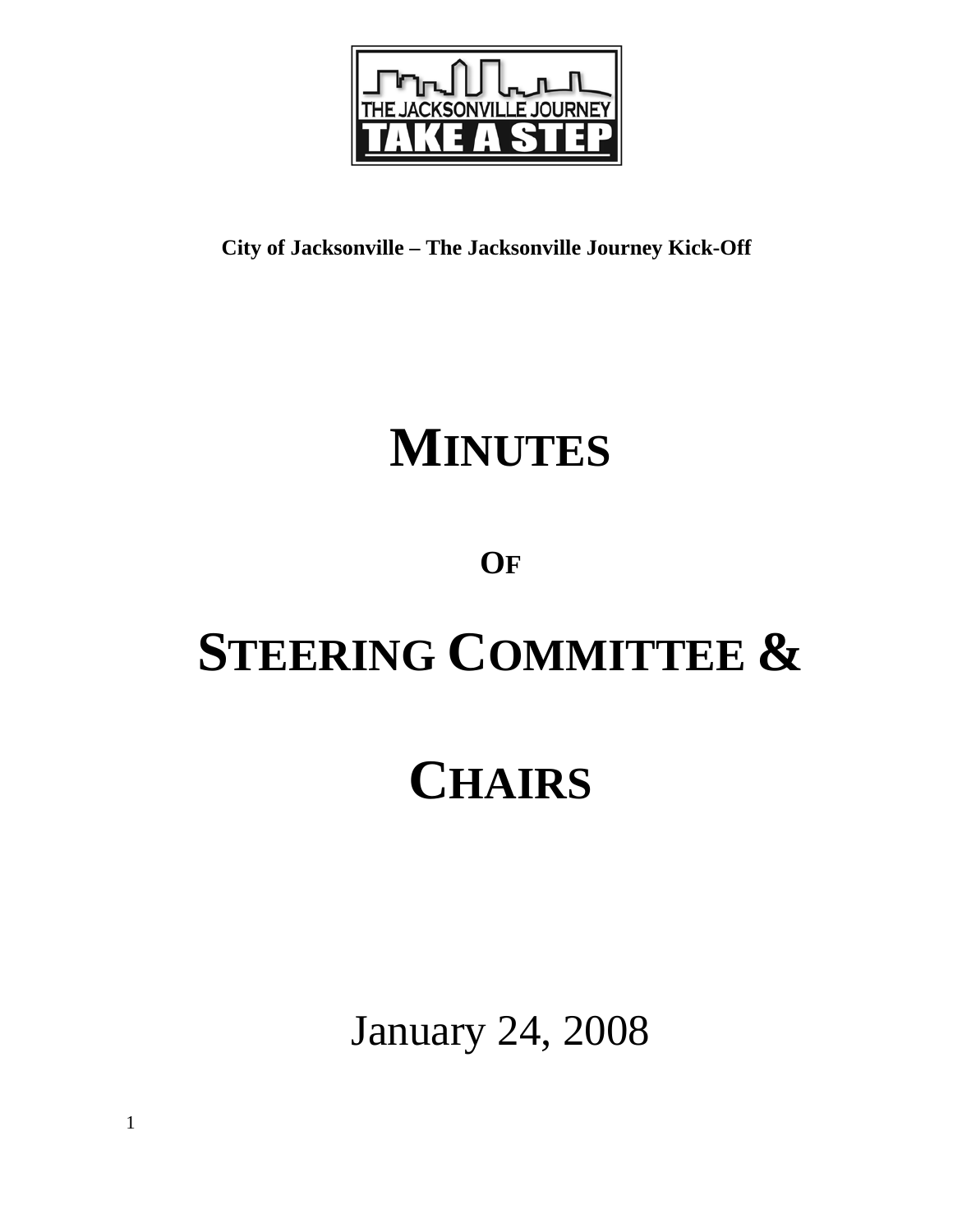**City of Jacksonville – The Jacksonville Journey Kick-Off**

# MINUTES

## OF

# STEERING COMMITTEE &

# CHAIRS

January 24, 2008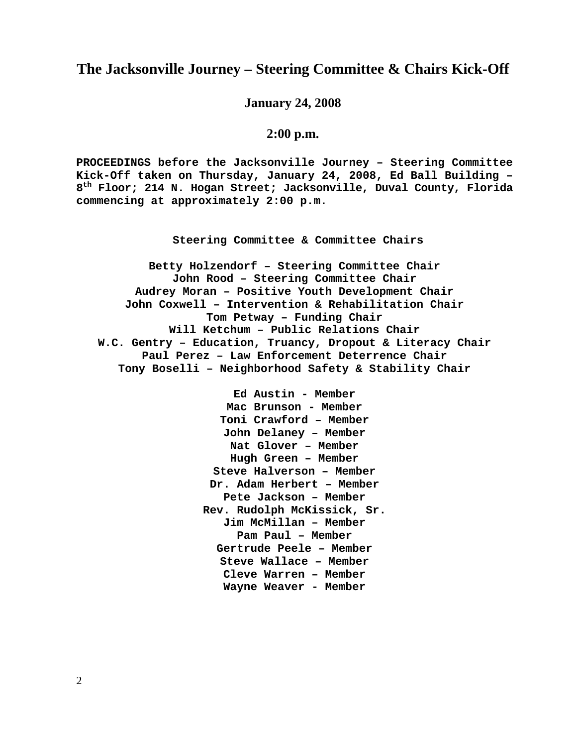# The Jacksonville Journey – Steering Committee & Chairs Kick-Off

**January 24, 2008**

**2:00 p.m.**

**PROCEEDINGS before the Jacksonville Journey – Steering Committee Kick-Off taken on Thursday, January 24, 2008, Ed Ball Building – 8th Floor; 214 N. Hogan Street; Jacksonville, Duval County, Florida commencing at approximately 2:00 p.m.**

**Steering Committee & Committee Chairs**

**Betty Holzendorf – Steering Committee Chair**
**John Rood – Steering Committee Chair**
**Audrey Moran – Positive Youth Development Chair**
**John Coxwell – Intervention & Rehabilitation Chair**
**Tom Petway – Funding Chair**
**Will Ketchum – Public Relations Chair**
**W.C. Gentry – Education, Truancy, Dropout & Literacy Chair**
**Paul Perez – Law Enforcement Deterrence Chair**
**Tony Boselli – Neighborhood Safety & Stability Chair**

**Ed Austin - Member**
**Mac Brunson - Member**
**Toni Crawford – Member**
**John Delaney – Member**
**Nat Glover – Member**
**Hugh Green – Member**
**Steve Halverson – Member**
**Dr. Adam Herbert – Member**
**Pete Jackson – Member**
**Rev. Rudolph McKissick, Sr.**
**Jim McMillan – Member**
**Pam Paul – Member**
**Gertrude Peele – Member**
**Steve Wallace – Member**
**Cleve Warren – Member**
**Wayne Weaver - Member**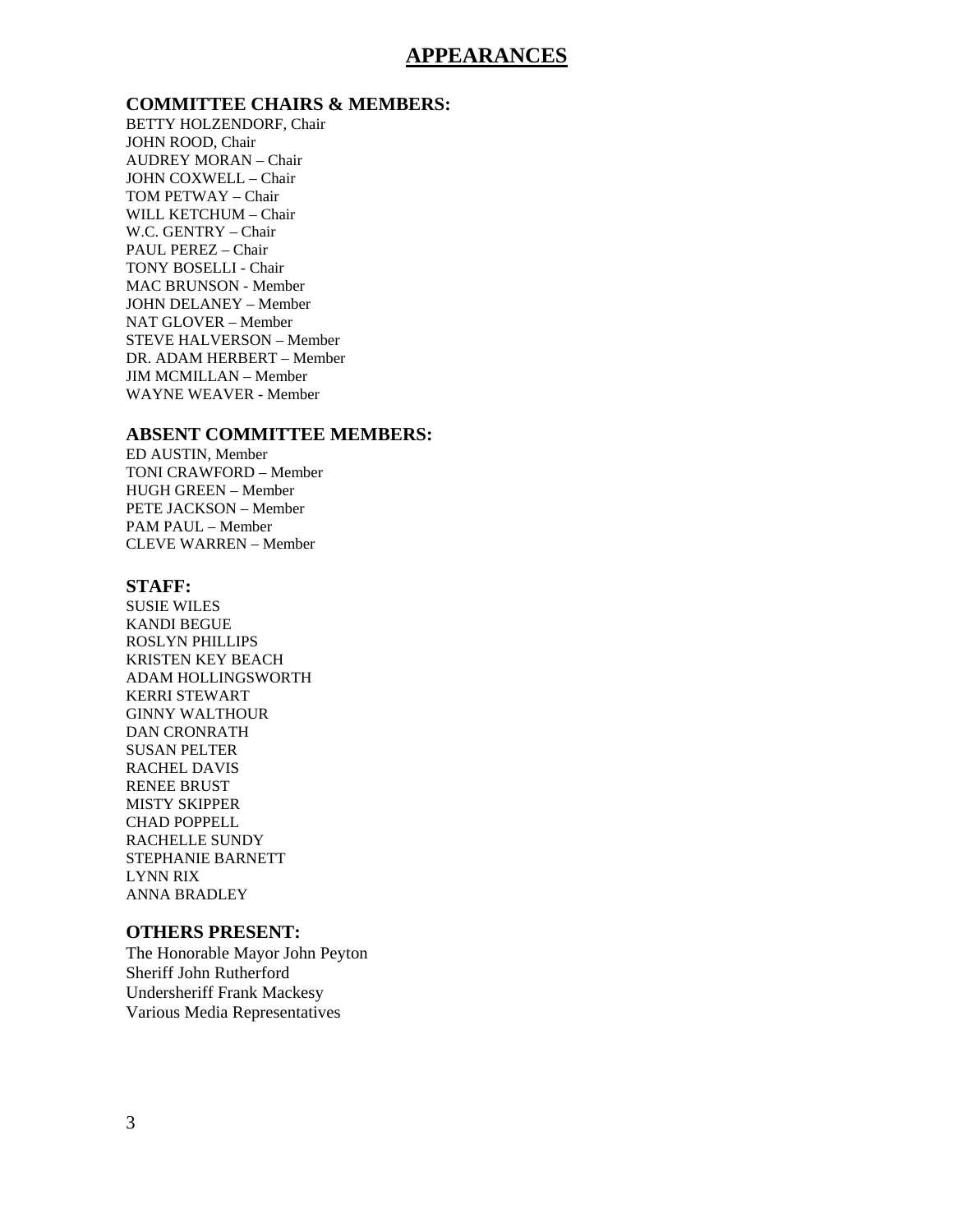# APPEARANCES

## COMMITTEE CHAIRS & MEMBERS:

BETTY HOLZENDORF, Chair
JOHN ROOD, Chair
AUDREY MORAN – Chair
JOHN COXWELL – Chair
TOM PETWAY – Chair
WILL KETCHUM – Chair
W.C. GENTRY – Chair
PAUL PEREZ – Chair
TONY BOSELLI - Chair
MAC BRUNSON - Member
JOHN DELANEY – Member
NAT GLOVER – Member
STEVE HALVERSON – Member
DR. ADAM HERBERT – Member
JIM MCMILLAN – Member
WAYNE WEAVER - Member

## ABSENT COMMITTEE MEMBERS:

ED AUSTIN, Member
TONI CRAWFORD – Member
HUGH GREEN – Member
PETE JACKSON – Member
PAM PAUL – Member
CLEVE WARREN – Member

## STAFF:

SUSIE WILES
KANDI BEGUE
ROSLYN PHILLIPS
KRISTEN KEY BEACH
ADAM HOLLINGSWORTH
KERRI STEWART
GINNY WALTHOUR
DAN CRONRATH
SUSAN PELTER
RACHEL DAVIS
RENEE BRUST
MISTY SKIPPER
CHAD POPPELL
RACHELLE SUNDY
STEPHANIE BARNETT
LYNN RIX
ANNA BRADLEY

## OTHERS PRESENT:

The Honorable Mayor John Peyton
Sheriff John Rutherford
Undersheriff Frank Mackesy
Various Media Representatives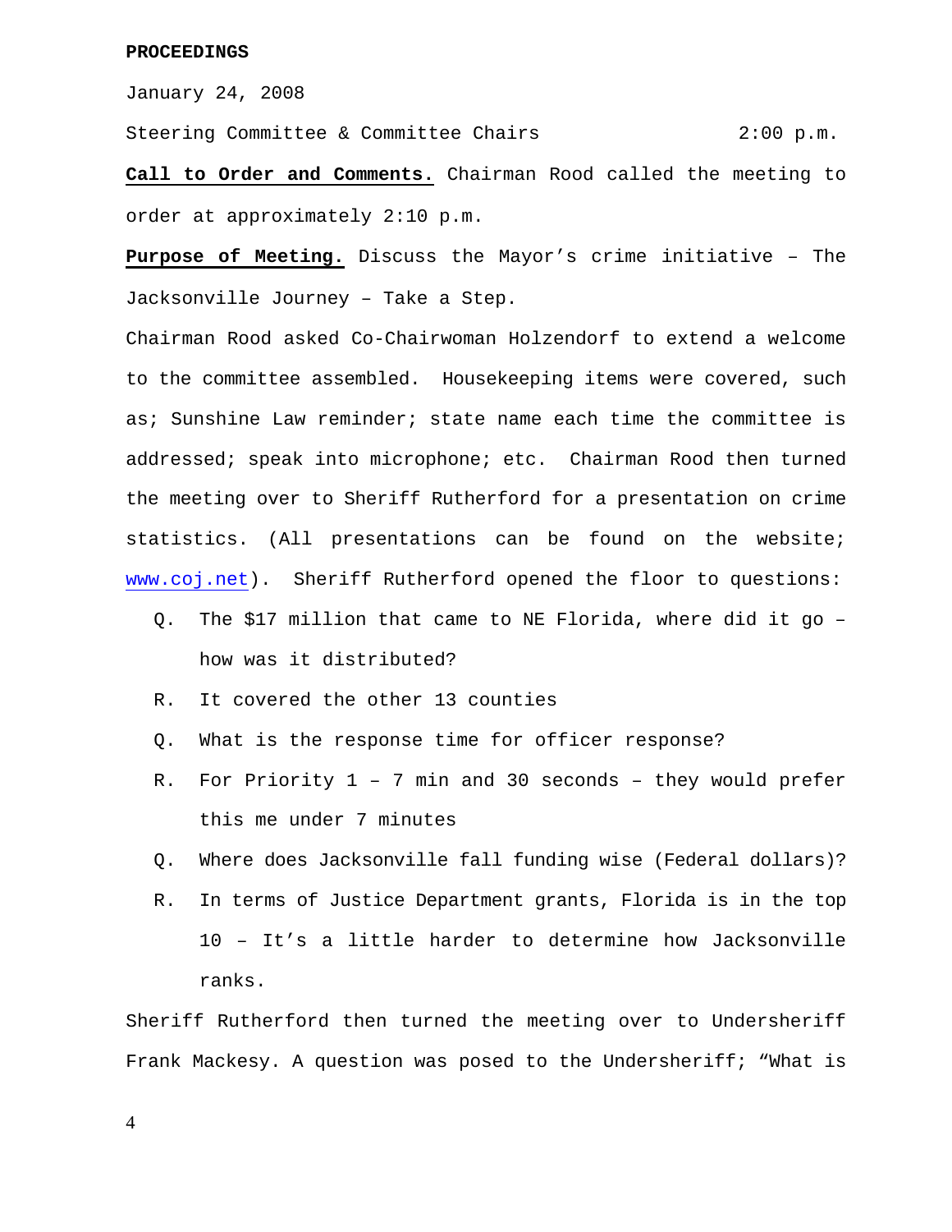**PROCEEDINGS**

January 24, 2008

Steering Committee & Committee Chairs 2:00 p.m.

**Call to Order and Comments.** Chairman Rood called the meeting to order at approximately 2:10 p.m.

**Purpose of Meeting.** Discuss the Mayor's crime initiative – The Jacksonville Journey – Take a Step.

Chairman Rood asked Co-Chairwoman Holzendorf to extend a welcome to the committee assembled. Housekeeping items were covered, such as; Sunshine Law reminder; state name each time the committee is addressed; speak into microphone; etc. Chairman Rood then turned the meeting over to Sheriff Rutherford for a presentation on crime statistics. (All presentations can be found on the website; www.coj.net). Sheriff Rutherford opened the floor to questions:

Q. The $17 million that came to NE Florida, where did it go – how was it distributed?

R. It covered the other 13 counties

Q. What is the response time for officer response?

R. For Priority 1 – 7 min and 30 seconds – they would prefer this me under 7 minutes

Q. Where does Jacksonville fall funding wise (Federal dollars)?

R. In terms of Justice Department grants, Florida is in the top 10 – It's a little harder to determine how Jacksonville ranks.

Sheriff Rutherford then turned the meeting over to Undersheriff Frank Mackesy. A question was posed to the Undersheriff; "What is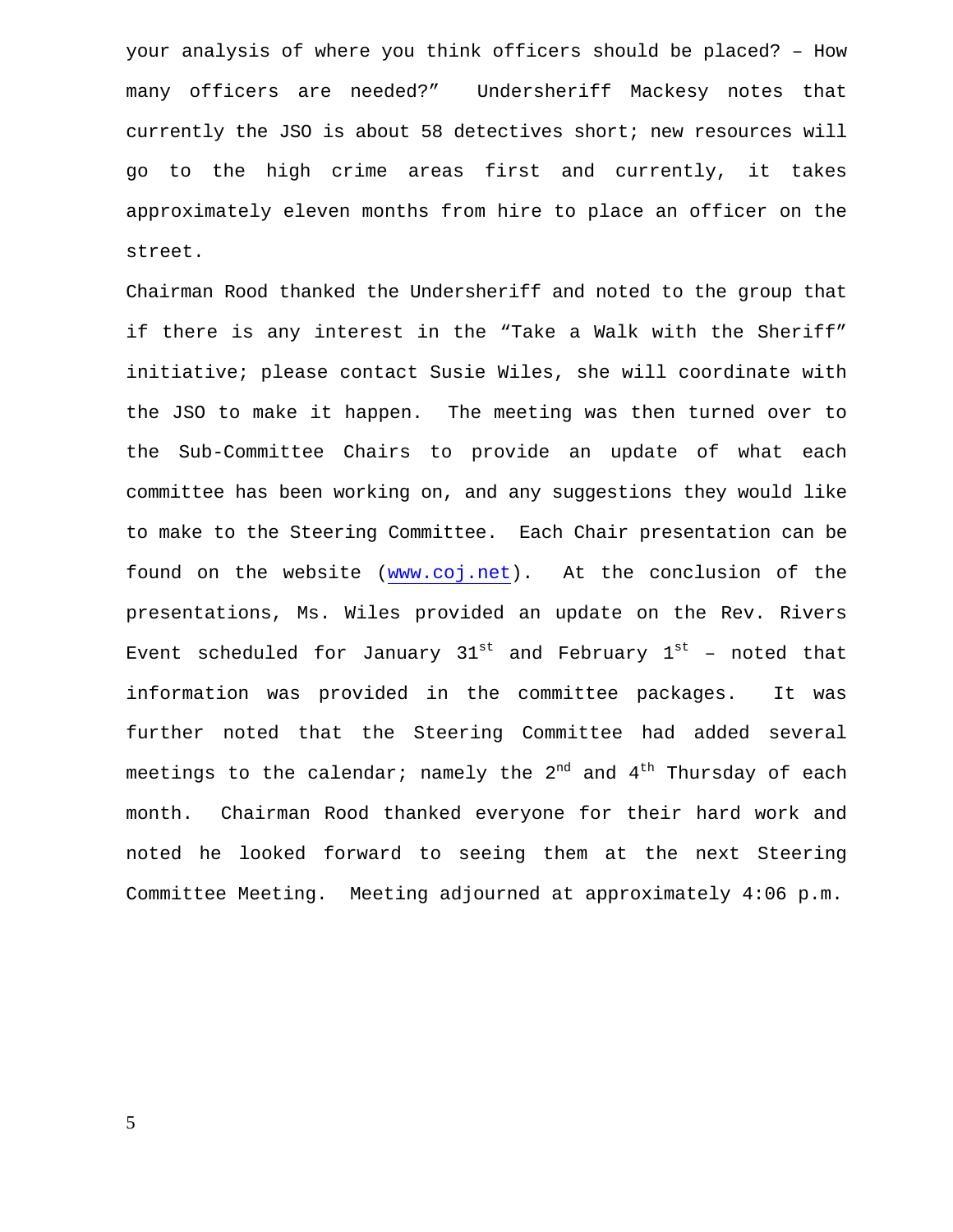your analysis of where you think officers should be placed? – How many officers are needed?" Undersheriff Mackesy notes that currently the JSO is about 58 detectives short; new resources will go to the high crime areas first and currently, it takes approximately eleven months from hire to place an officer on the street.

Chairman Rood thanked the Undersheriff and noted to the group that if there is any interest in the "Take a Walk with the Sheriff" initiative; please contact Susie Wiles, she will coordinate with the JSO to make it happen. The meeting was then turned over to the Sub-Committee Chairs to provide an update of what each committee has been working on, and any suggestions they would like to make to the Steering Committee. Each Chair presentation can be found on the website ([www.coj.net](www.coj.net)). At the conclusion of the presentations, Ms. Wiles provided an update on the Rev. Rivers Event scheduled for January 31st and February 1st – noted that information was provided in the committee packages. It was further noted that the Steering Committee had added several meetings to the calendar; namely the 2nd and 4th Thursday of each month. Chairman Rood thanked everyone for their hard work and noted he looked forward to seeing them at the next Steering Committee Meeting. Meeting adjourned at approximately 4:06 p.m.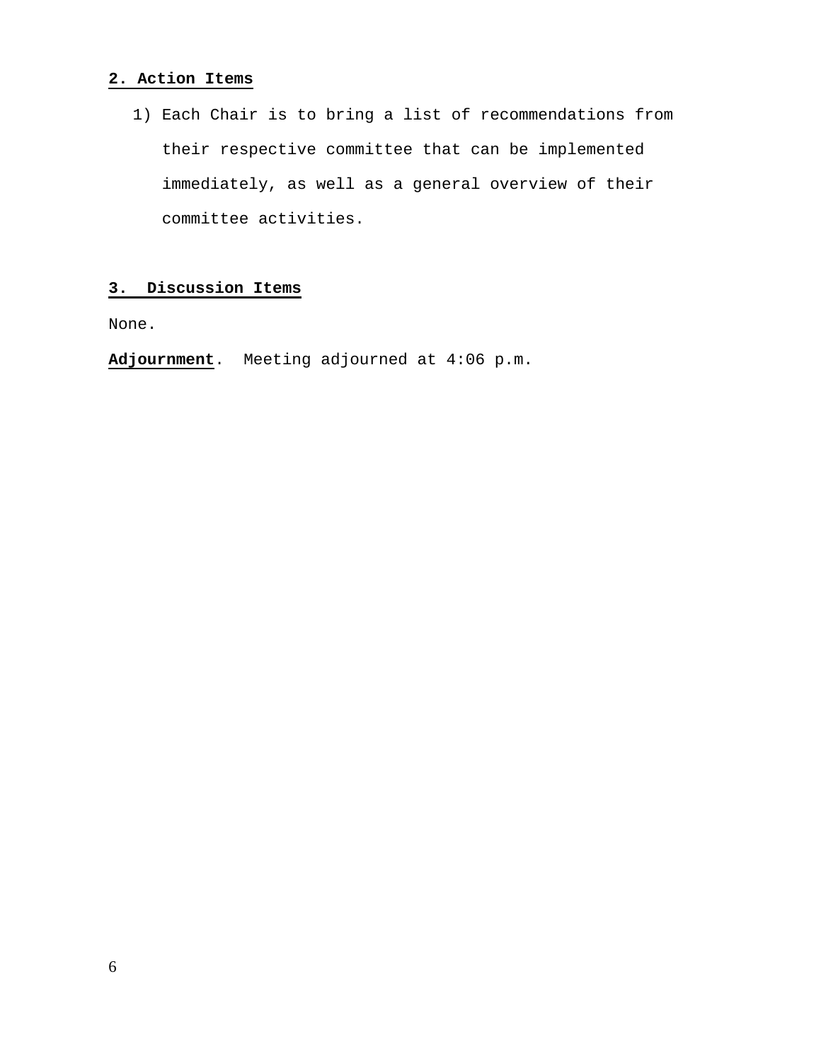## 2. Action Items

1) Each Chair is to bring a list of recommendations from their respective committee that can be implemented immediately, as well as a general overview of their committee activities.

## 3. Discussion Items

None.

**Adjournment**. Meeting adjourned at 4:06 p.m.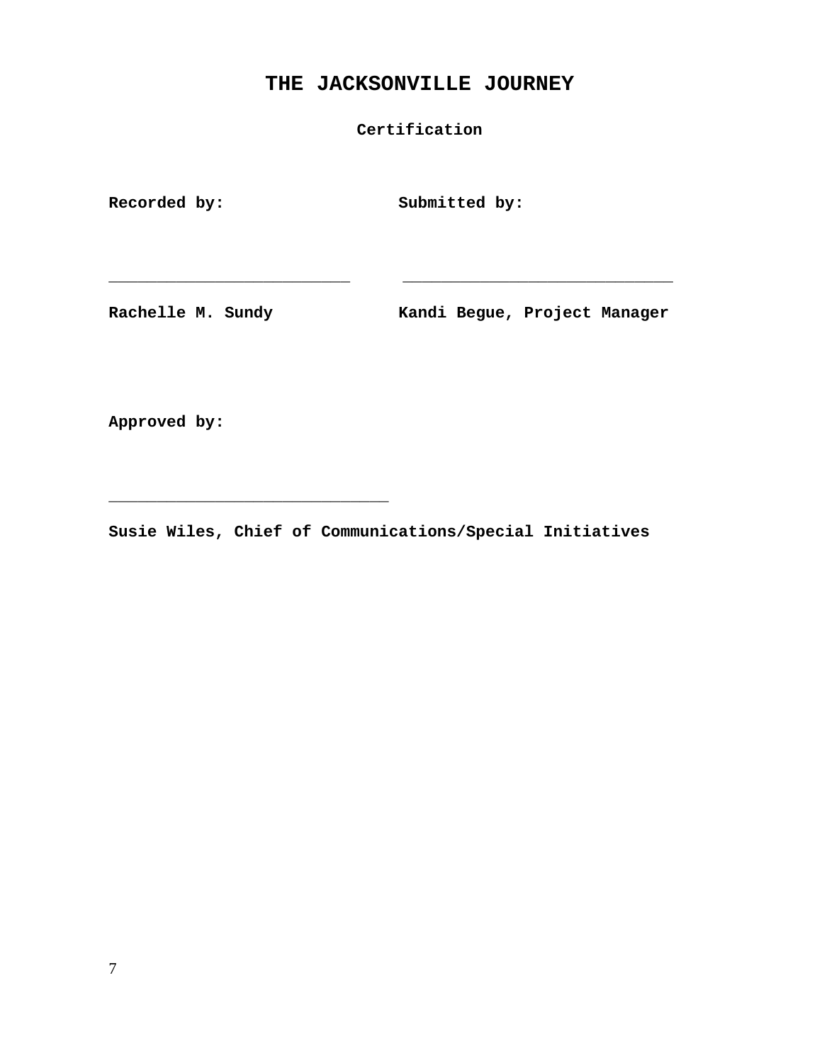# THE JACKSONVILLE JOURNEY

## Certification

**Recorded by:** **Submitted by:**

___________________________ ______________________________

**Rachelle M. Sundy** **Kandi Begue, Project Manager**

**Approved by:**

_______________________________

**Susie Wiles, Chief of Communications/Special Initiatives**